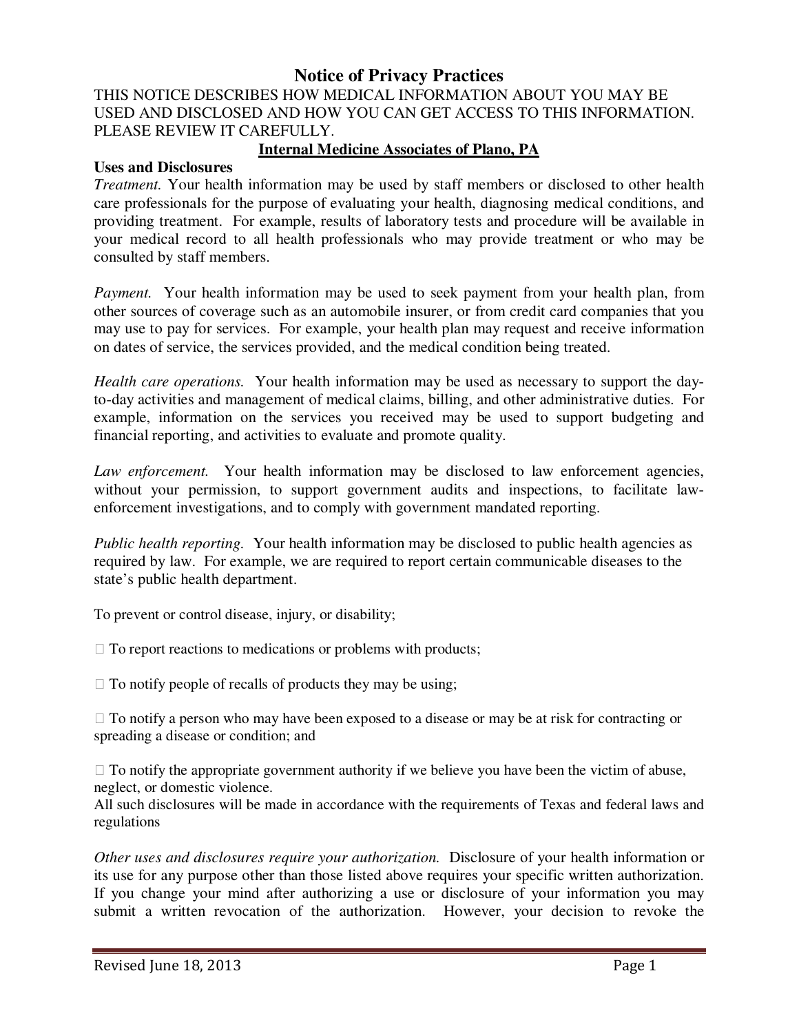# Notice of Privacy Practices

THIS NOTICE DESCRIBES HOW MEDICAL INFORMATION ABOUT YOU MAY BE USED AND DISCLOSED AND HOW YOU CAN GET ACCESS TO THIS INFORMATION. PLEASE REVIEW IT CAREFULLY.

**Internal Medicine Associates of Plano, PA**

## Uses and Disclosures

*Treatment.* Your health information may be used by staff members or disclosed to other health care professionals for the purpose of evaluating your health, diagnosing medical conditions, and providing treatment. For example, results of laboratory tests and procedure will be available in your medical record to all health professionals who may provide treatment or who may be consulted by staff members.

*Payment.* Your health information may be used to seek payment from your health plan, from other sources of coverage such as an automobile insurer, or from credit card companies that you may use to pay for services. For example, your health plan may request and receive information on dates of service, the services provided, and the medical condition being treated.

*Health care operations.* Your health information may be used as necessary to support the day-to-day activities and management of medical claims, billing, and other administrative duties. For example, information on the services you received may be used to support budgeting and financial reporting, and activities to evaluate and promote quality.

*Law enforcement.* Your health information may be disclosed to law enforcement agencies, without your permission, to support government audits and inspections, to facilitate law-enforcement investigations, and to comply with government mandated reporting.

*Public health reporting.* Your health information may be disclosed to public health agencies as required by law. For example, we are required to report certain communicable diseases to the state's public health department.

To prevent or control disease, injury, or disability;

- To report reactions to medications or problems with products;
- To notify people of recalls of products they may be using;
- To notify a person who may have been exposed to a disease or may be at risk for contracting or spreading a disease or condition; and
- To notify the appropriate government authority if we believe you have been the victim of abuse, neglect, or domestic violence.

All such disclosures will be made in accordance with the requirements of Texas and federal laws and regulations

*Other uses and disclosures require your authorization.* Disclosure of your health information or its use for any purpose other than those listed above requires your specific written authorization. If you change your mind after authorizing a use or disclosure of your information you may submit a written revocation of the authorization. However, your decision to revoke the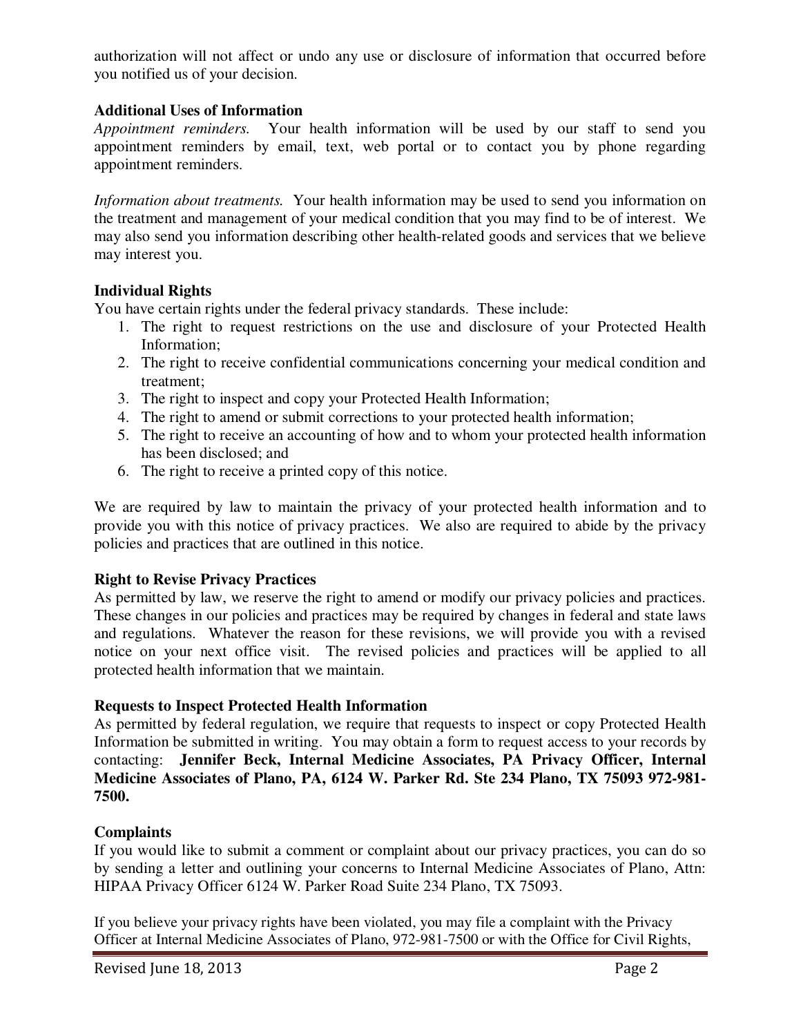authorization will not affect or undo any use or disclosure of information that occurred before you notified us of your decision.

**Additional Uses of Information**

*Appointment reminders.* Your health information will be used by our staff to send you appointment reminders by email, text, web portal or to contact you by phone regarding appointment reminders.

*Information about treatments.* Your health information may be used to send you information on the treatment and management of your medical condition that you may find to be of interest. We may also send you information describing other health-related goods and services that we believe may interest you.

**Individual Rights**

You have certain rights under the federal privacy standards. These include:

1. The right to request restrictions on the use and disclosure of your Protected Health Information;
2. The right to receive confidential communications concerning your medical condition and treatment;
3. The right to inspect and copy your Protected Health Information;
4. The right to amend or submit corrections to your protected health information;
5. The right to receive an accounting of how and to whom your protected health information has been disclosed; and
6. The right to receive a printed copy of this notice.

We are required by law to maintain the privacy of your protected health information and to provide you with this notice of privacy practices. We also are required to abide by the privacy policies and practices that are outlined in this notice.

**Right to Revise Privacy Practices**

As permitted by law, we reserve the right to amend or modify our privacy policies and practices. These changes in our policies and practices may be required by changes in federal and state laws and regulations. Whatever the reason for these revisions, we will provide you with a revised notice on your next office visit. The revised policies and practices will be applied to all protected health information that we maintain.

**Requests to Inspect Protected Health Information**

As permitted by federal regulation, we require that requests to inspect or copy Protected Health Information be submitted in writing. You may obtain a form to request access to your records by contacting: **Jennifer Beck, Internal Medicine Associates, PA Privacy Officer, Internal Medicine Associates of Plano, PA, 6124 W. Parker Rd. Ste 234 Plano, TX 75093 972-981-7500.**

**Complaints**

If you would like to submit a comment or complaint about our privacy practices, you can do so by sending a letter and outlining your concerns to Internal Medicine Associates of Plano, Attn: HIPAA Privacy Officer 6124 W. Parker Road Suite 234 Plano, TX 75093.

If you believe your privacy rights have been violated, you may file a complaint with the Privacy Officer at Internal Medicine Associates of Plano, 972-981-7500 or with the Office for Civil Rights,

Revised June 18, 2013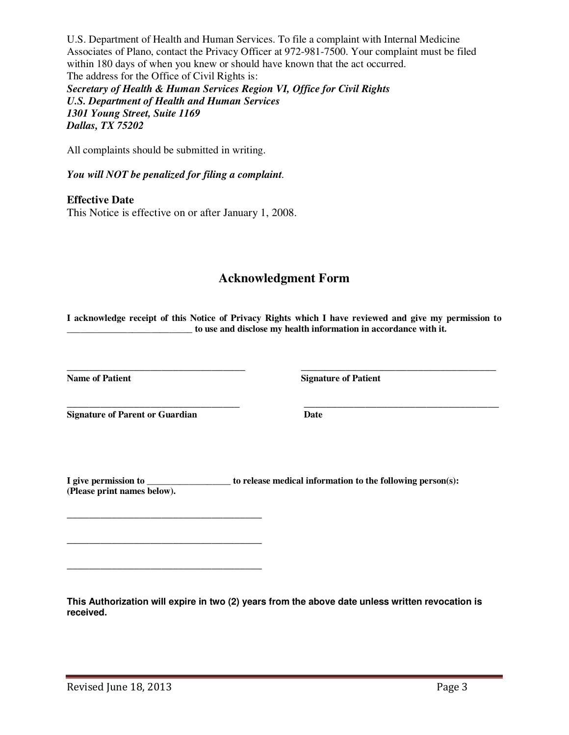U.S. Department of Health and Human Services. To file a complaint with Internal Medicine Associates of Plano, contact the Privacy Officer at 972-981-7500. Your complaint must be filed within 180 days of when you knew or should have known that the act occurred.
The address for the Office of Civil Rights is:
***Secretary of Health & Human Services Region VI, Office for Civil Rights***
***U.S. Department of Health and Human Services***
***1301 Young Street, Suite 1169***
***Dallas, TX 75202***

All complaints should be submitted in writing.

***You will NOT be penalized for filing a complaint***.

**Effective Date**
This Notice is effective on or after January 1, 2008.

## Acknowledgment Form

**I acknowledge receipt of this Notice of Privacy Rights which I have reviewed and give my permission to ___________________________ to use and disclose my health information in accordance with it.**

| ______________________________________ | ______________________________________ |
|---|---|
| **Name of Patient** | **Signature of Patient** |
| ______________________________________ | ______________________________________ |
| **Signature of Parent or Guardian** | **Date** |

**I give permission to __________________ to release medical information to the following person(s): (Please print names below).**

_________________________________________

_________________________________________

_________________________________________

**This Authorization will expire in two (2) years from the above date unless written revocation is received.**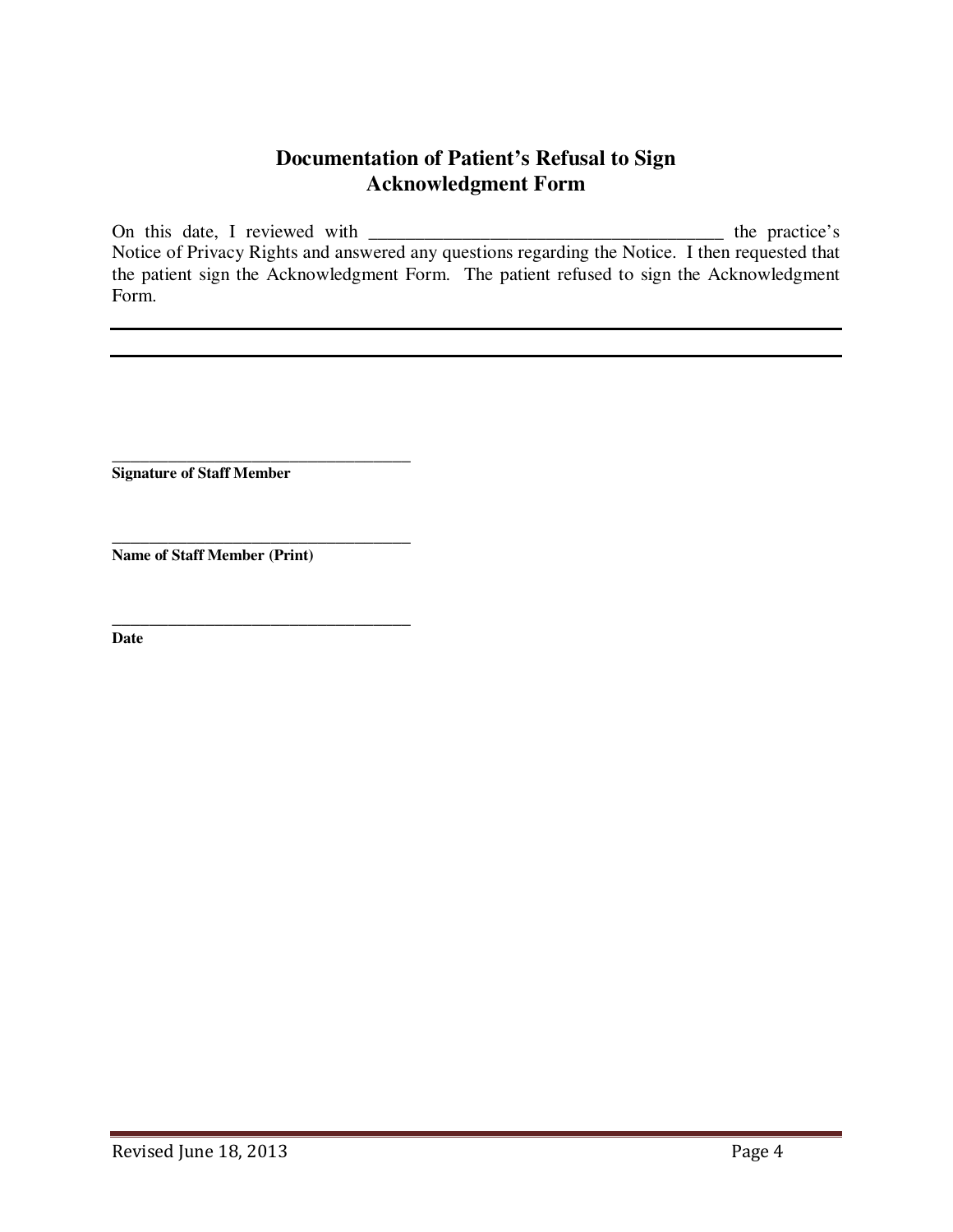# Documentation of Patient's Refusal to Sign Acknowledgment Form

On this date, I reviewed with ______________________________________ the practice's Notice of Privacy Rights and answered any questions regarding the Notice. I then requested that the patient sign the Acknowledgment Form. The patient refused to sign the Acknowledgment Form.

---

---

___________________________________
**Signature of Staff Member**

___________________________________
**Name of Staff Member (Print)**

___________________________________
**Date**

Revised June 18, 2013